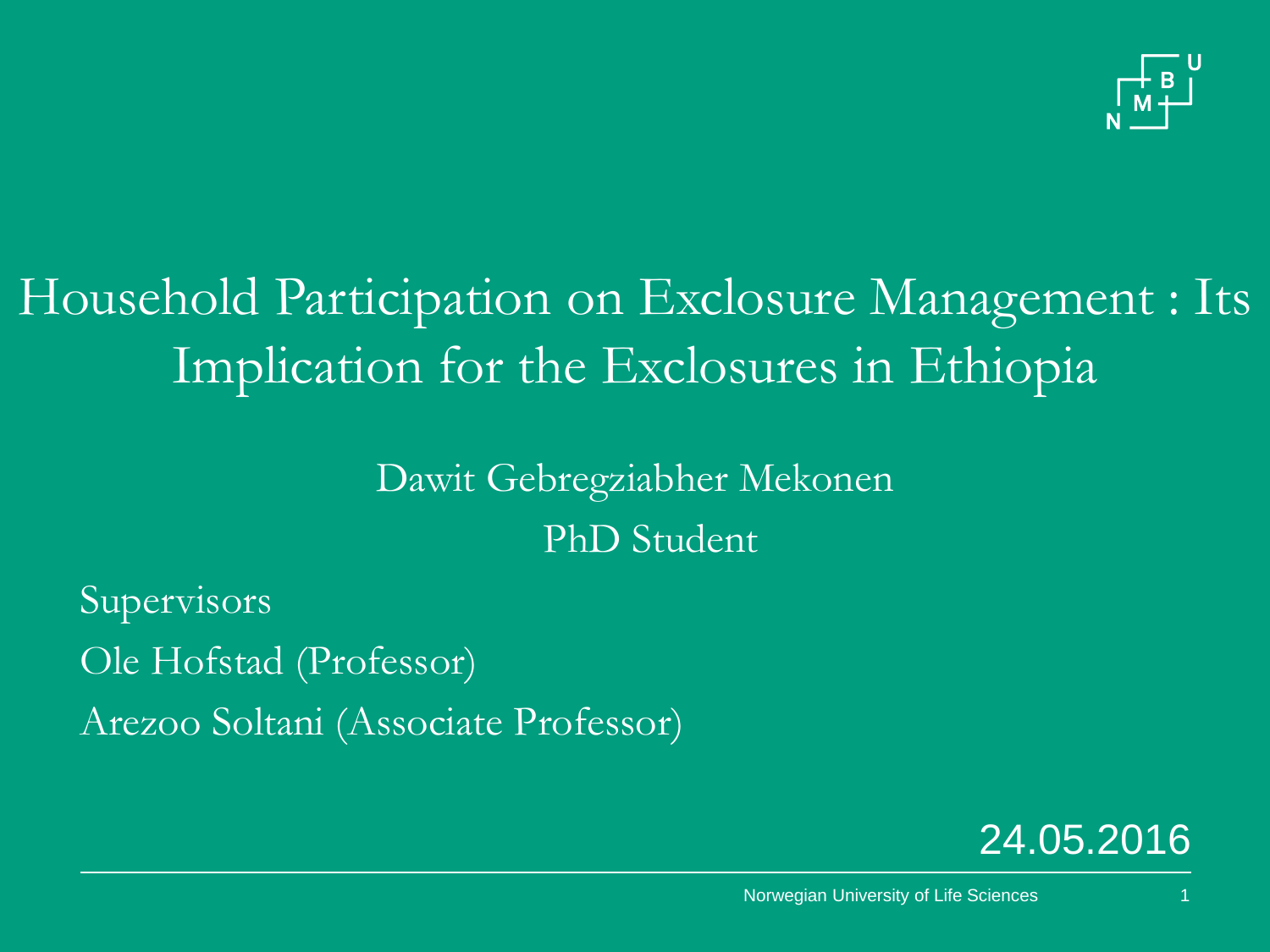# Household Participation on Exclosure Management : Its Implication for the Exclosures in Ethiopia

Dawit Gebregziabher Mekonen

PhD Student

Supervisors

Ole Hofstad (Professor)

Arezoo Soltani (Associate Professor)

24.05.2016

Norwegian University of Life Sciences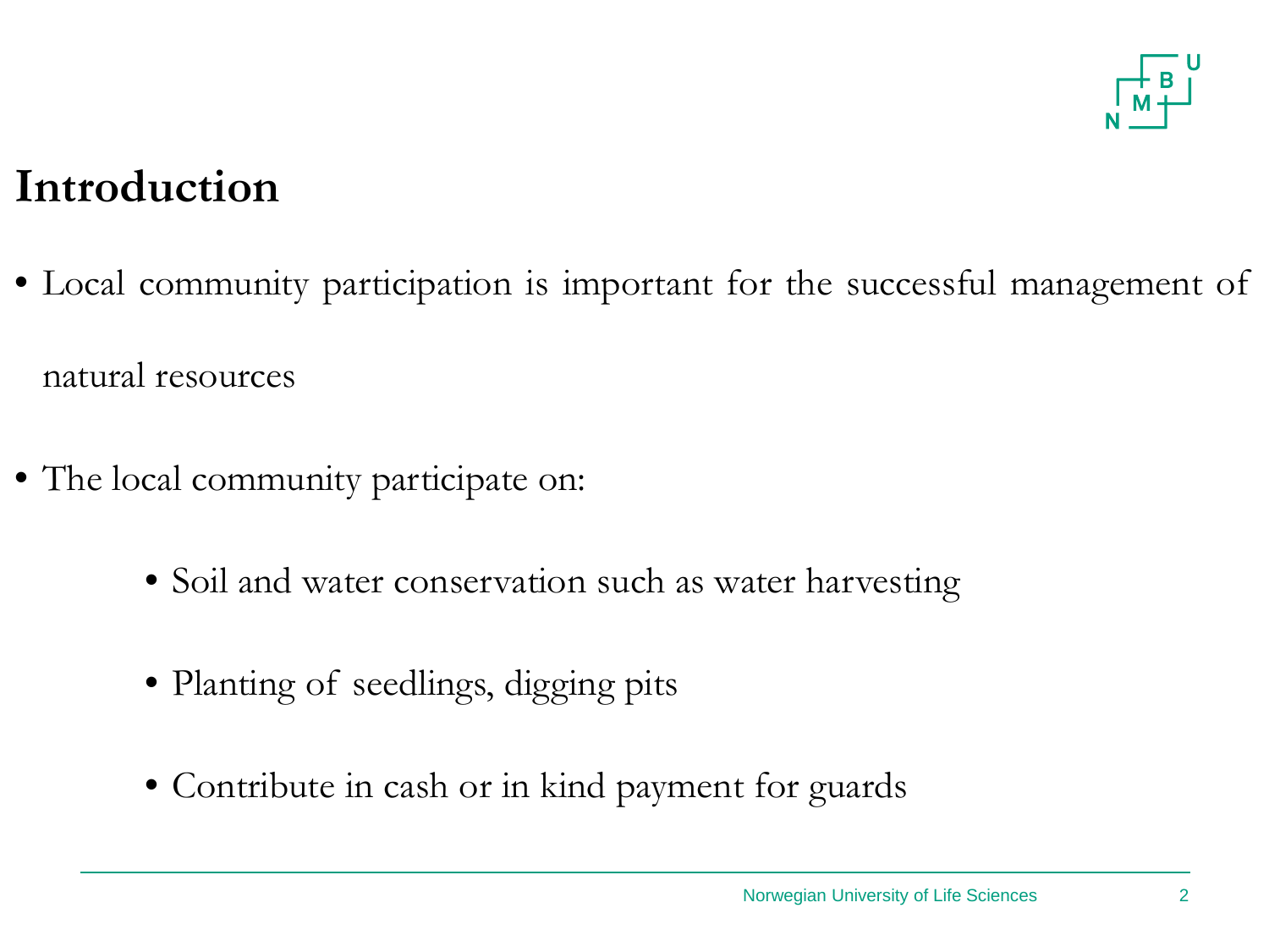# Introduction

- Local community participation is important for the successful management of natural resources
- The local community participate on:
  - Soil and water conservation such as water harvesting
  - Planting of seedlings, digging pits
  - Contribute in cash or in kind payment for guards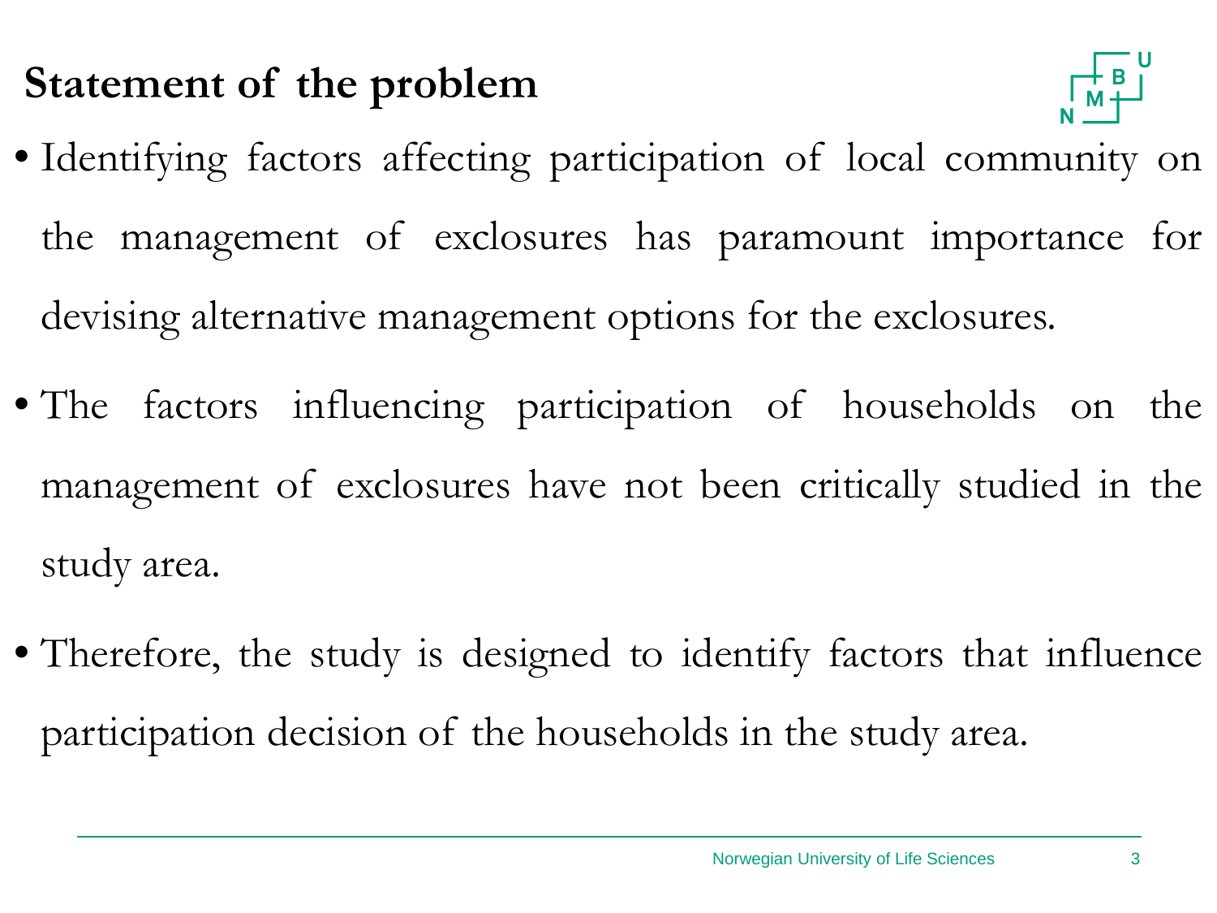## Statement of the problem

- Identifying factors affecting participation of local community on the management of exclosures has paramount importance for devising alternative management options for the exclosures.
- The factors influencing participation of households on the management of exclosures have not been critically studied in the study area.
- Therefore, the study is designed to identify factors that influence participation decision of the households in the study area.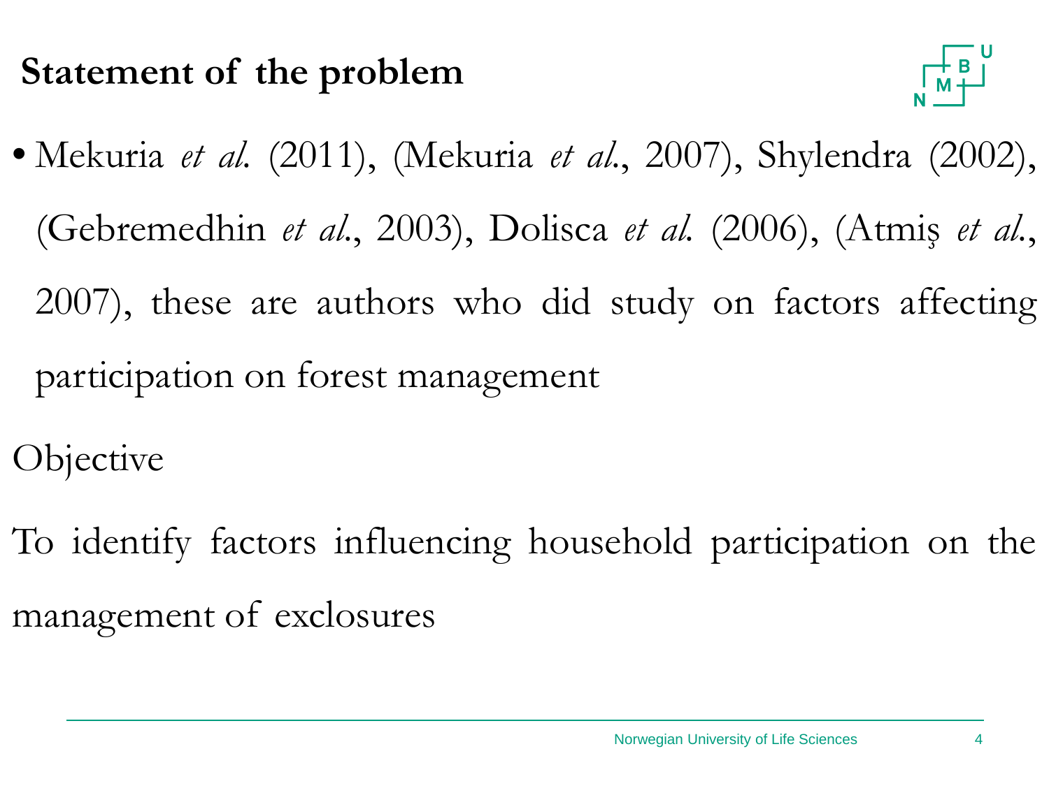## Statement of the problem

- Mekuria *et al.* (2011), (Mekuria *et al.*, 2007), Shylendra (2002), (Gebremedhin *et al.*, 2003), Dolisca *et al.* (2006), (Atmiş *et al.*, 2007), these are authors who did study on factors affecting participation on forest management

Objective

To identify factors influencing household participation on the management of exclosures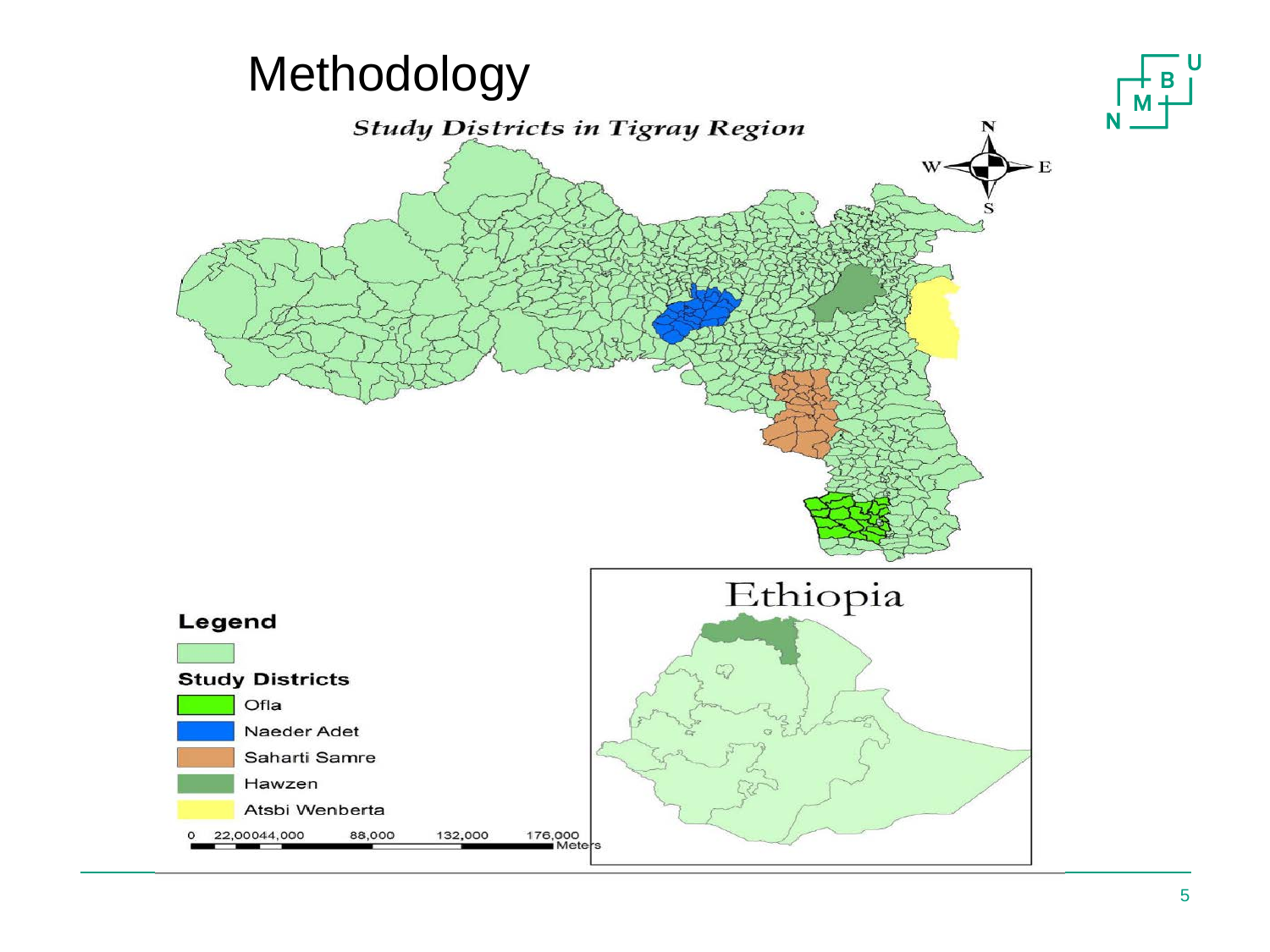# Methodology

*Study Districts in Tigray Region*

**Legend**

**Study Districts**

- Ofla
- Naeder Adet
- Saharti Samre
- Hawzen
- Atsbi Wenberta

0 22,000 44,000 88,000 132,000 176,000 Meters

Ethiopia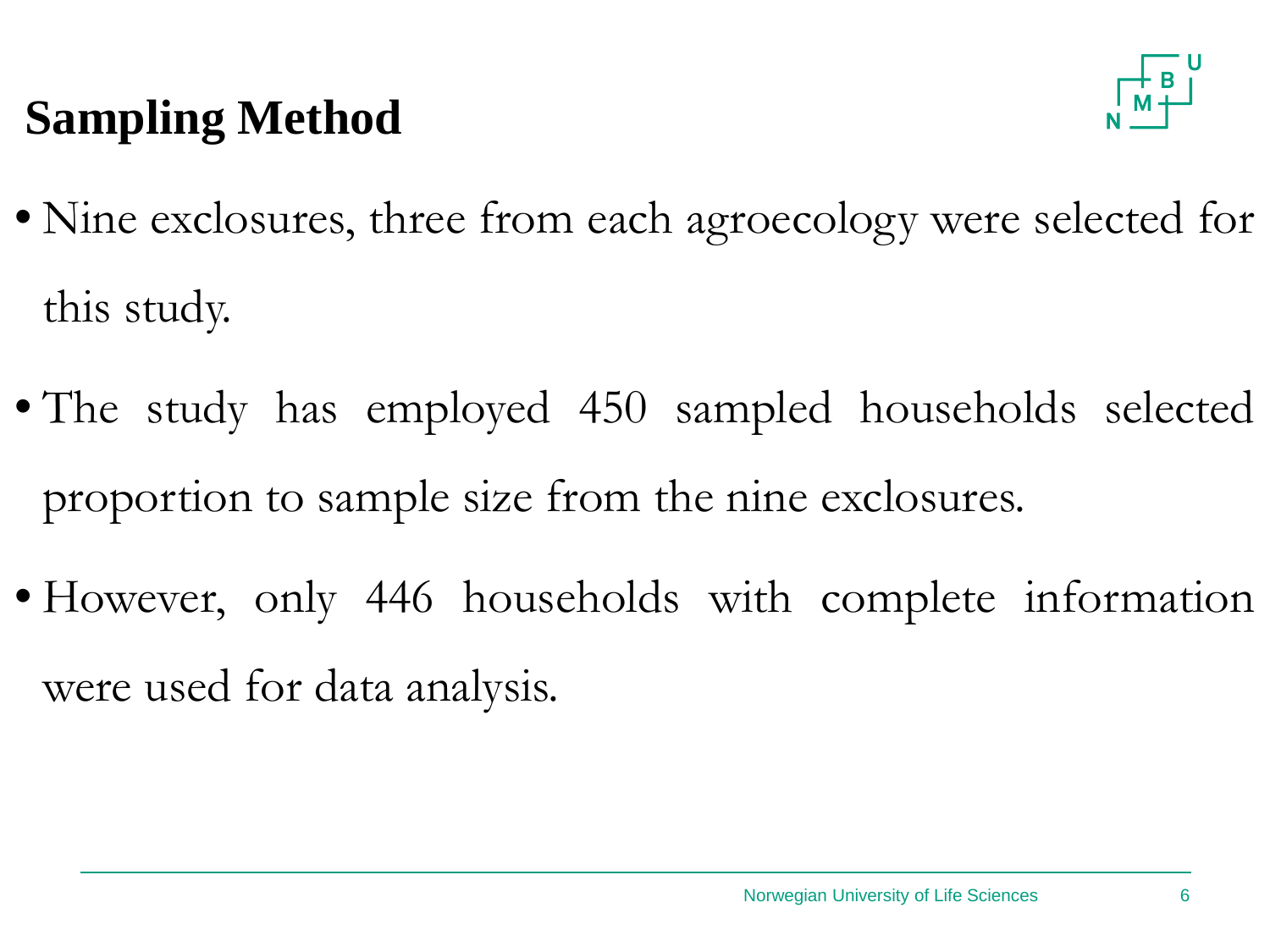# Sampling Method

- Nine exclosures, three from each agroecology were selected for this study.
- The study has employed 450 sampled households selected proportion to sample size from the nine exclosures.
- However, only 446 households with complete information were used for data analysis.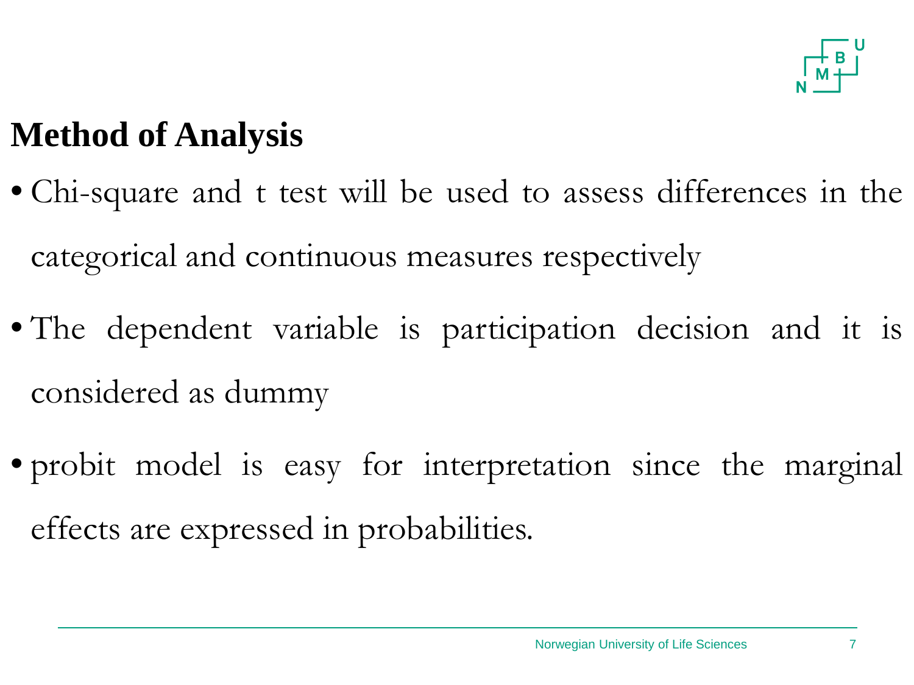## Method of Analysis

- Chi-square and t test will be used to assess differences in the categorical and continuous measures respectively
- The dependent variable is participation decision and it is considered as dummy
- probit model is easy for interpretation since the marginal effects are expressed in probabilities.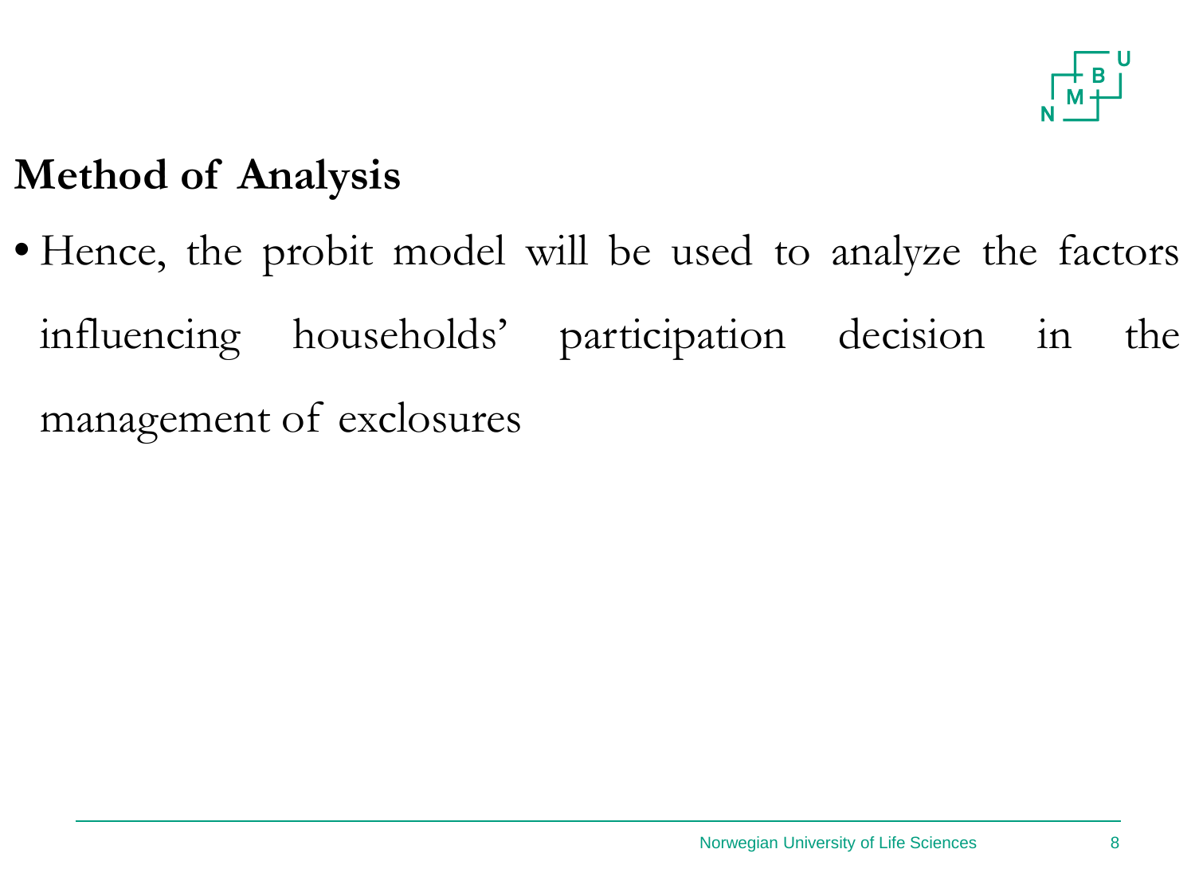## Method of Analysis

- Hence, the probit model will be used to analyze the factors influencing households' participation decision in the management of exclosures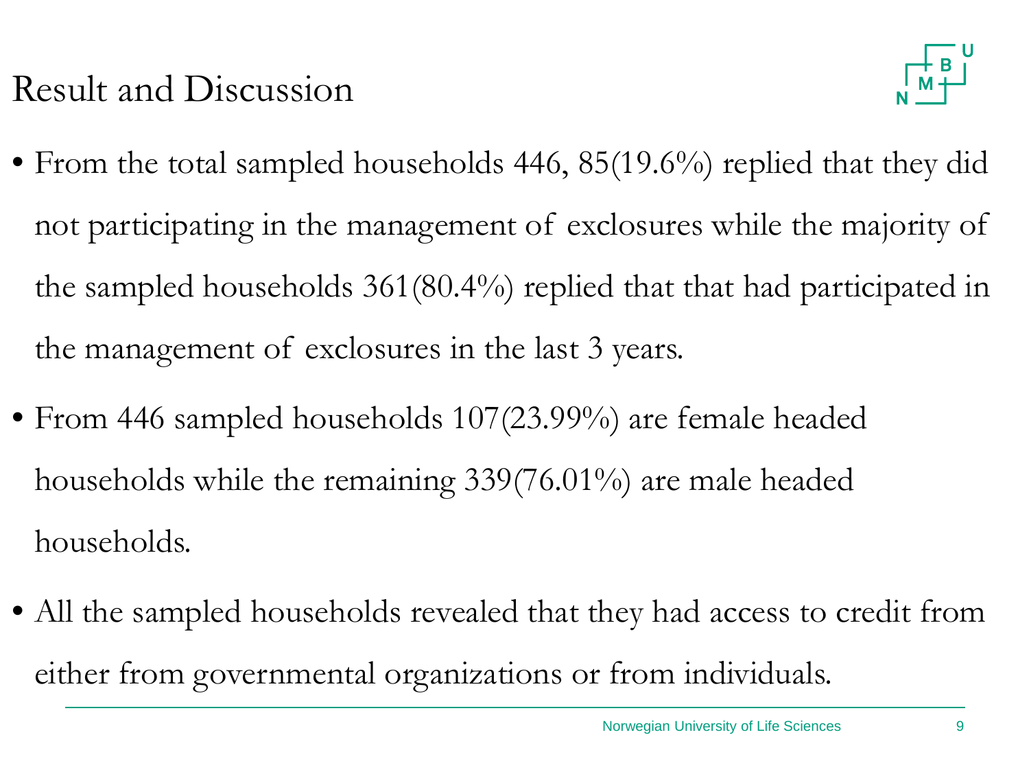# Result and Discussion

- From the total sampled households 446, 85(19.6%) replied that they did not participating in the management of exclosures while the majority of the sampled households 361(80.4%) replied that that had participated in the management of exclosures in the last 3 years.
- From 446 sampled households 107(23.99%) are female headed households while the remaining 339(76.01%) are male headed households.
- All the sampled households revealed that they had access to credit from either from governmental organizations or from individuals.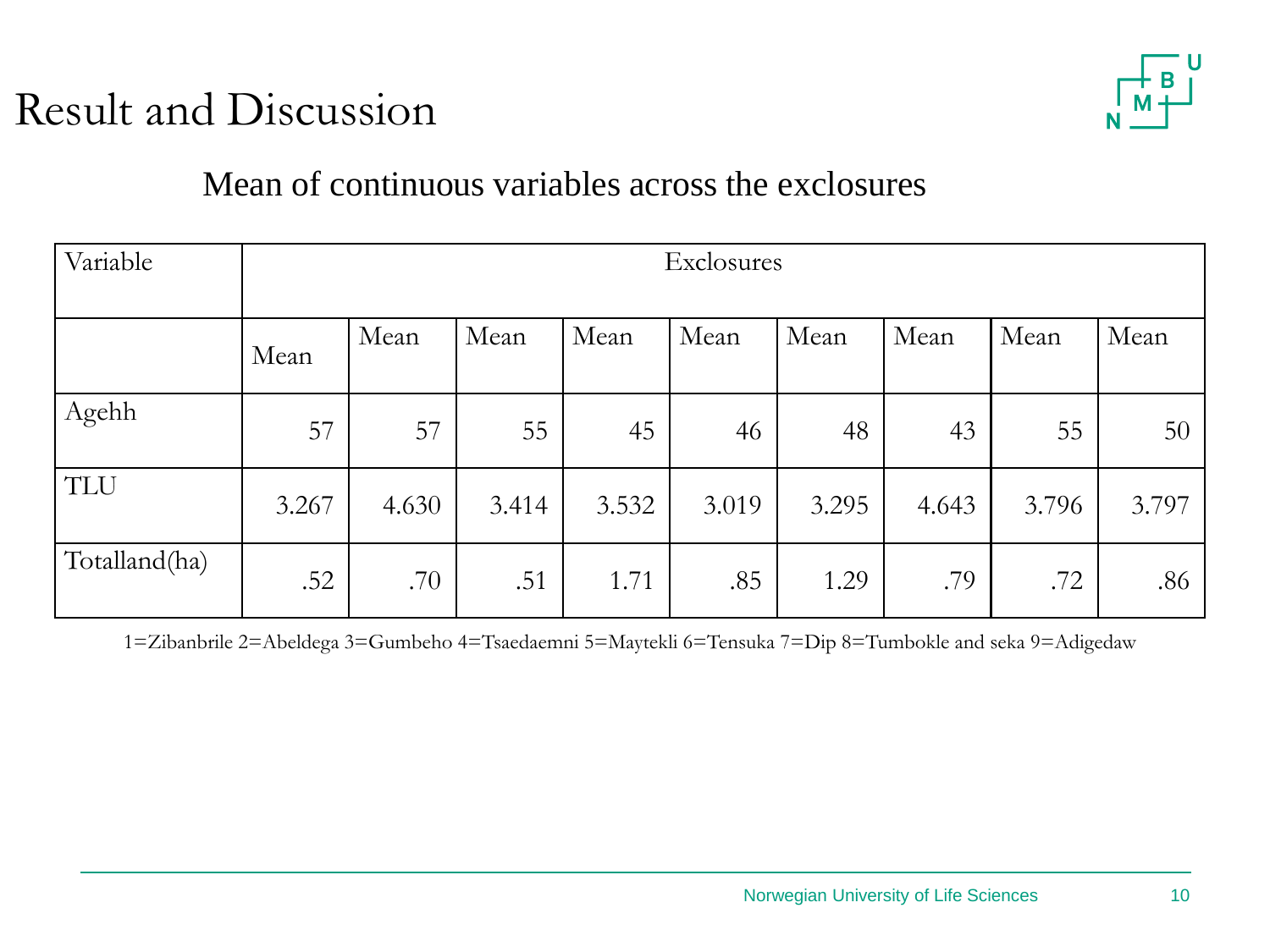# Result and Discussion

## Mean of continuous variables across the exclosures

| Variable | Exclosures | | | | | | | | |
|---|---|---|---|---|---|---|---|---|---|
| | Mean | Mean | Mean | Mean | Mean | Mean | Mean | Mean | Mean |
| Agehh | 57 | 57 | 55 | 45 | 46 | 48 | 43 | 55 | 50 |
| TLU | 3.267 | 4.630 | 3.414 | 3.532 | 3.019 | 3.295 | 4.643 | 3.796 | 3.797 |
| Totalland(ha) | .52 | .70 | .51 | 1.71 | .85 | 1.29 | .79 | .72 | .86 |

1=Zibanbrile 2=Abeldega 3=Gumbeho 4=Tsaedaemni 5=Maytekli 6=Tensuka 7=Dip 8=Tumbokle and seka 9=Adigedaw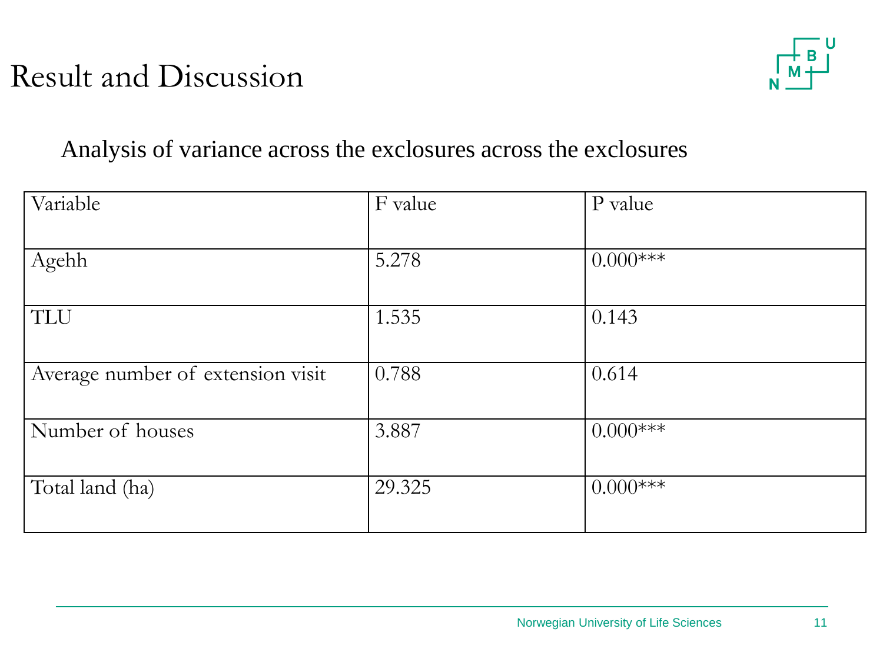# Result and Discussion

Analysis of variance across the exclosures across the exclosures

| Variable | F value | P value |
|---|---|---|
| Agehh | 5.278 | 0.000*** |
| TLU | 1.535 | 0.143 |
| Average number of extension visit | 0.788 | 0.614 |
| Number of houses | 3.887 | 0.000*** |
| Total land (ha) | 29.325 | 0.000*** |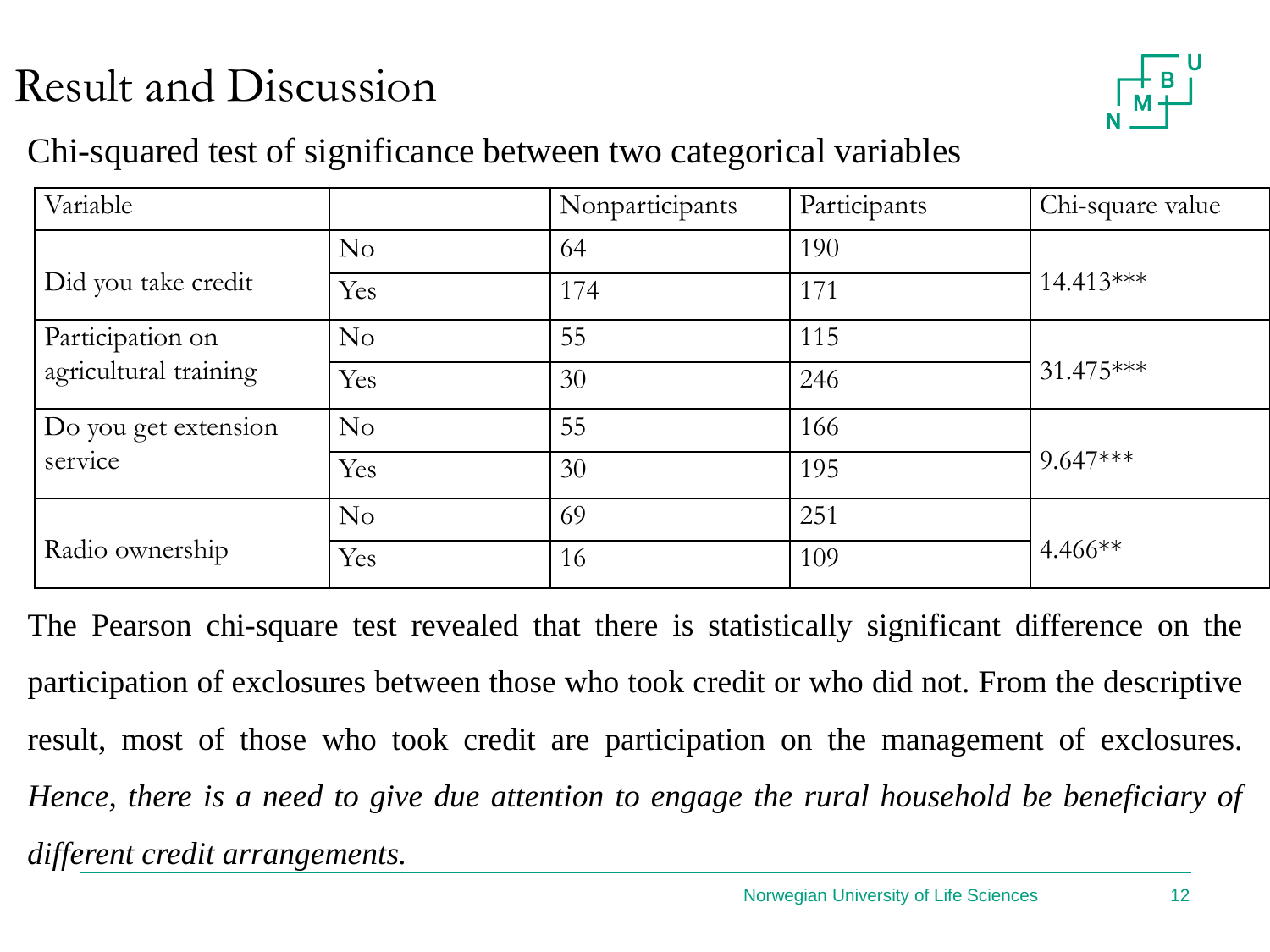# Result and Discussion

## Chi-squared test of significance between two categorical variables

| Variable | | Nonparticipants | Participants | Chi-square value |
|---|---|---|---|---|
| Did you take credit | No | 64 | 190 | 14.413*** |
| | Yes | 174 | 171 | |
| Participation on agricultural training | No | 55 | 115 | 31.475*** |
| | Yes | 30 | 246 | |
| Do you get extension service | No | 55 | 166 | 9.647*** |
| | Yes | 30 | 195 | |
| Radio ownership | No | 69 | 251 | 4.466** |
| | Yes | 16 | 109 | |

The Pearson chi-square test revealed that there is statistically significant difference on the participation of exclosures between those who took credit or who did not. From the descriptive result, most of those who took credit are participation on the management of exclosures. *Hence, there is a need to give due attention to engage the rural household be beneficiary of different credit arrangements.*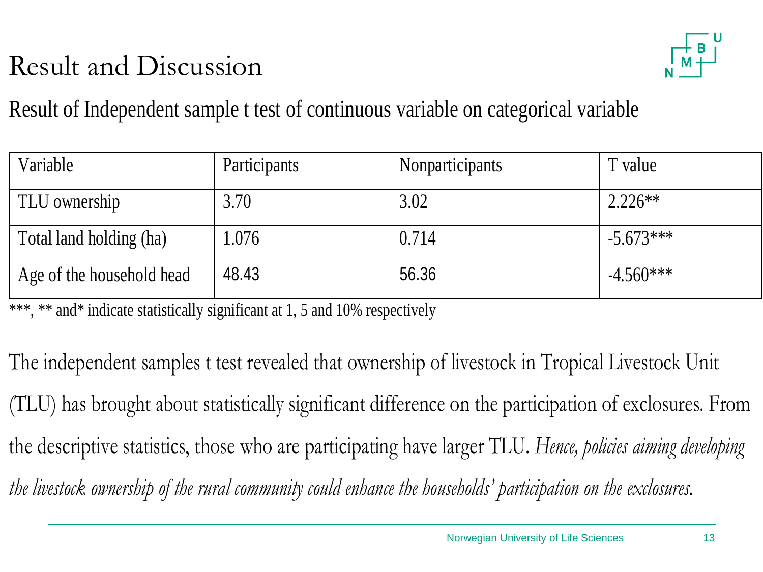# Result and Discussion

Result of Independent sample t test of continuous variable on categorical variable

| Variable | Participants | Nonparticipants | T value |
| --- | --- | --- | --- |
| TLU ownership | 3.70 | 3.02 | 2.226** |
| Total land holding (ha) | 1.076 | 0.714 | -5.673*** |
| Age of the household head | 48.43 | 56.36 | -4.560*** |

***, ** and* indicate statistically significant at 1, 5 and 10% respectively

The independent samples t test revealed that ownership of livestock in Tropical Livestock Unit (TLU) has brought about statistically significant difference on the participation of exclosures. From the descriptive statistics, those who are participating have larger TLU. *Hence, policies aiming developing the livestock ownership of the rural community could enhance the households' participation on the exclosures.*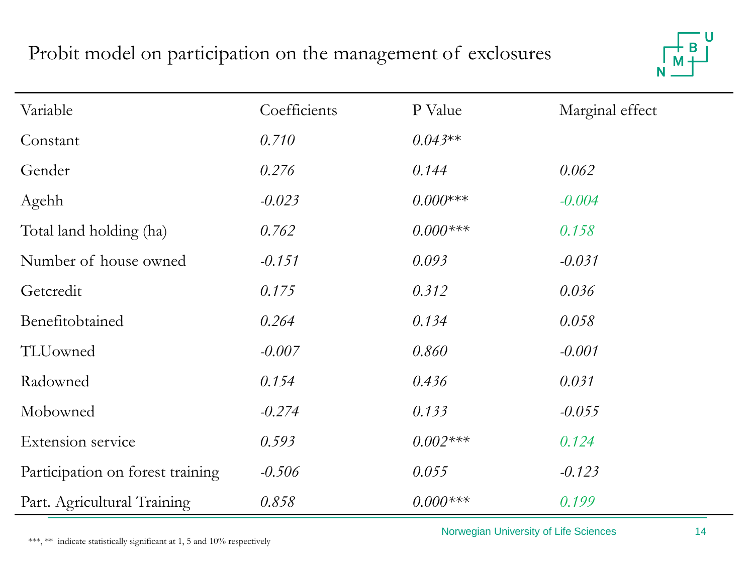# Probit model on participation on the management of exclosures

| Variable | Coefficients | P Value | Marginal effect |
|---|---|---|---|
| Constant | *0.710* | *0.043*** | |
| Gender | *0.276* | *0.144* | *0.062* |
| Agehh | *-0.023* | *0.000**** | *-0.004* |
| Total land holding (ha) | *0.762* | *0.000**** | *0.158* |
| Number of house owned | *-0.151* | *0.093* | *-0.031* |
| Getcredit | *0.175* | *0.312* | *0.036* |
| Benefitobtained | *0.264* | *0.134* | *0.058* |
| TLUowned | *-0.007* | *0.860* | *-0.001* |
| Radowned | *0.154* | *0.436* | *0.031* |
| Mobowned | *-0.274* | *0.133* | *-0.055* |
| Extension service | *0.593* | *0.002**** | *0.124* |
| Participation on forest training | *-0.506* | *0.055* | *-0.123* |
| Part. Agricultural Training | *0.858* | *0.000**** | *0.199* |

***, ** indicate statistically significant at 1, 5 and 10% respectively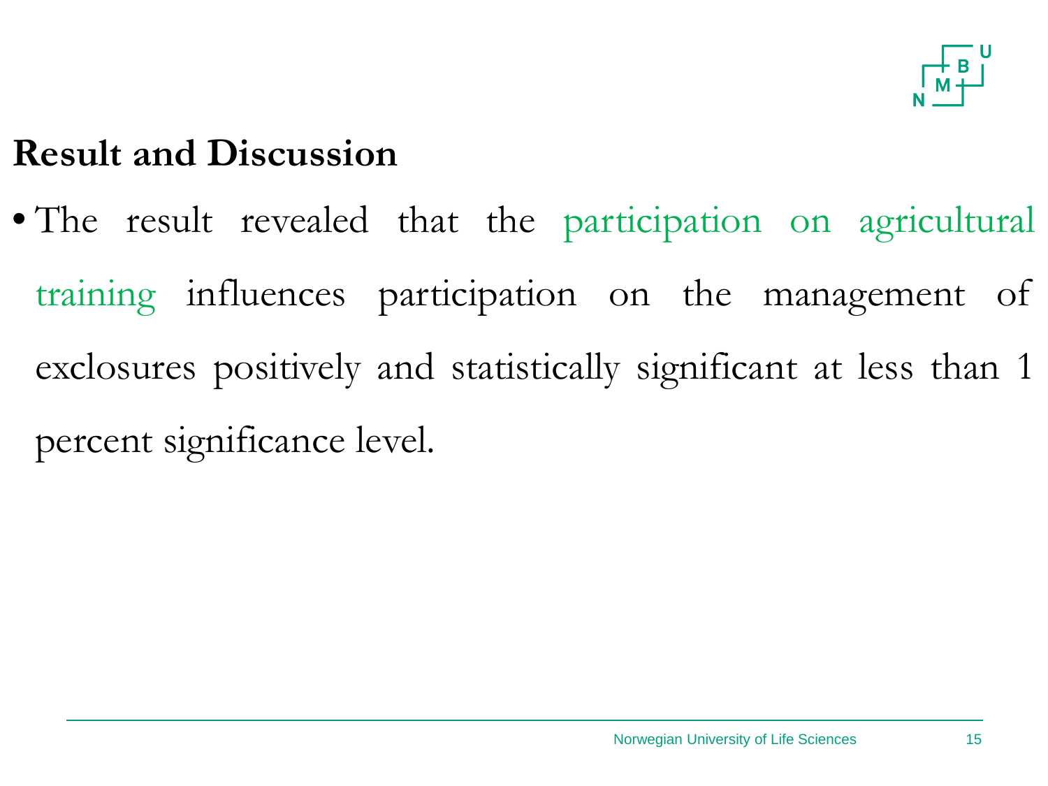## Result and Discussion

- The result revealed that the participation on agricultural training influences participation on the management of exclosures positively and statistically significant at less than 1 percent significance level.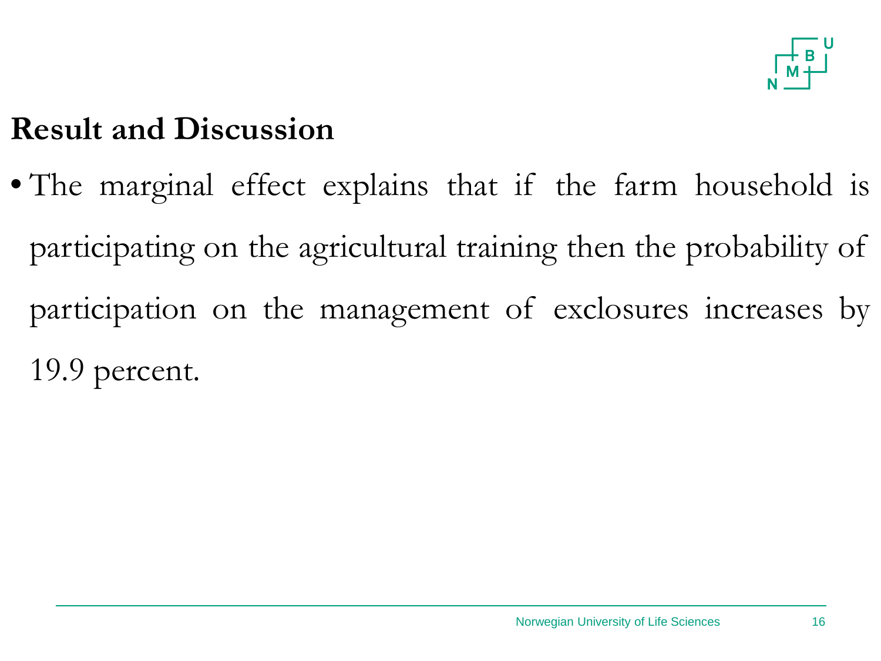## Result and Discussion

- The marginal effect explains that if the farm household is participating on the agricultural training then the probability of participation on the management of exclosures increases by 19.9 percent.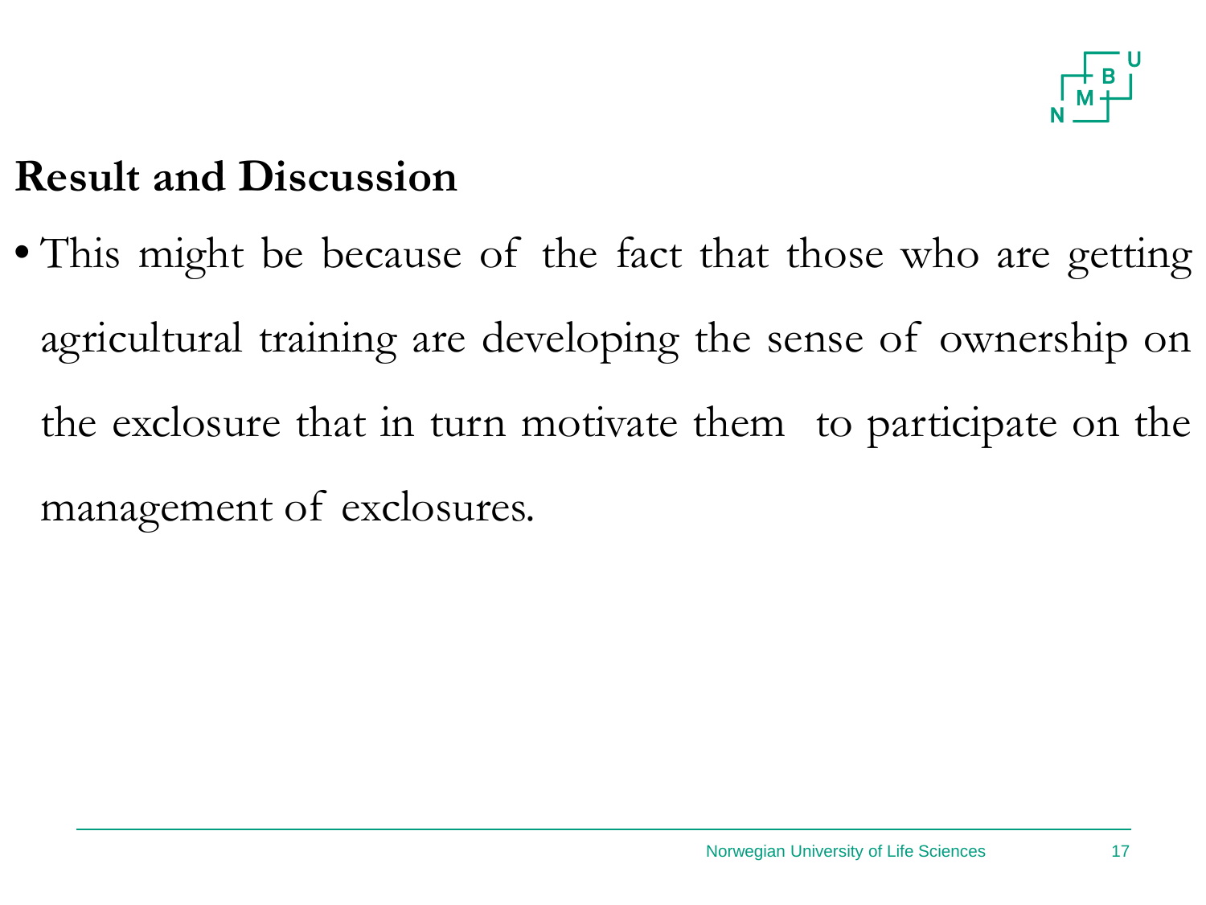## Result and Discussion

- This might be because of the fact that those who are getting agricultural training are developing the sense of ownership on the exclosure that in turn motivate them to participate on the management of exclosures.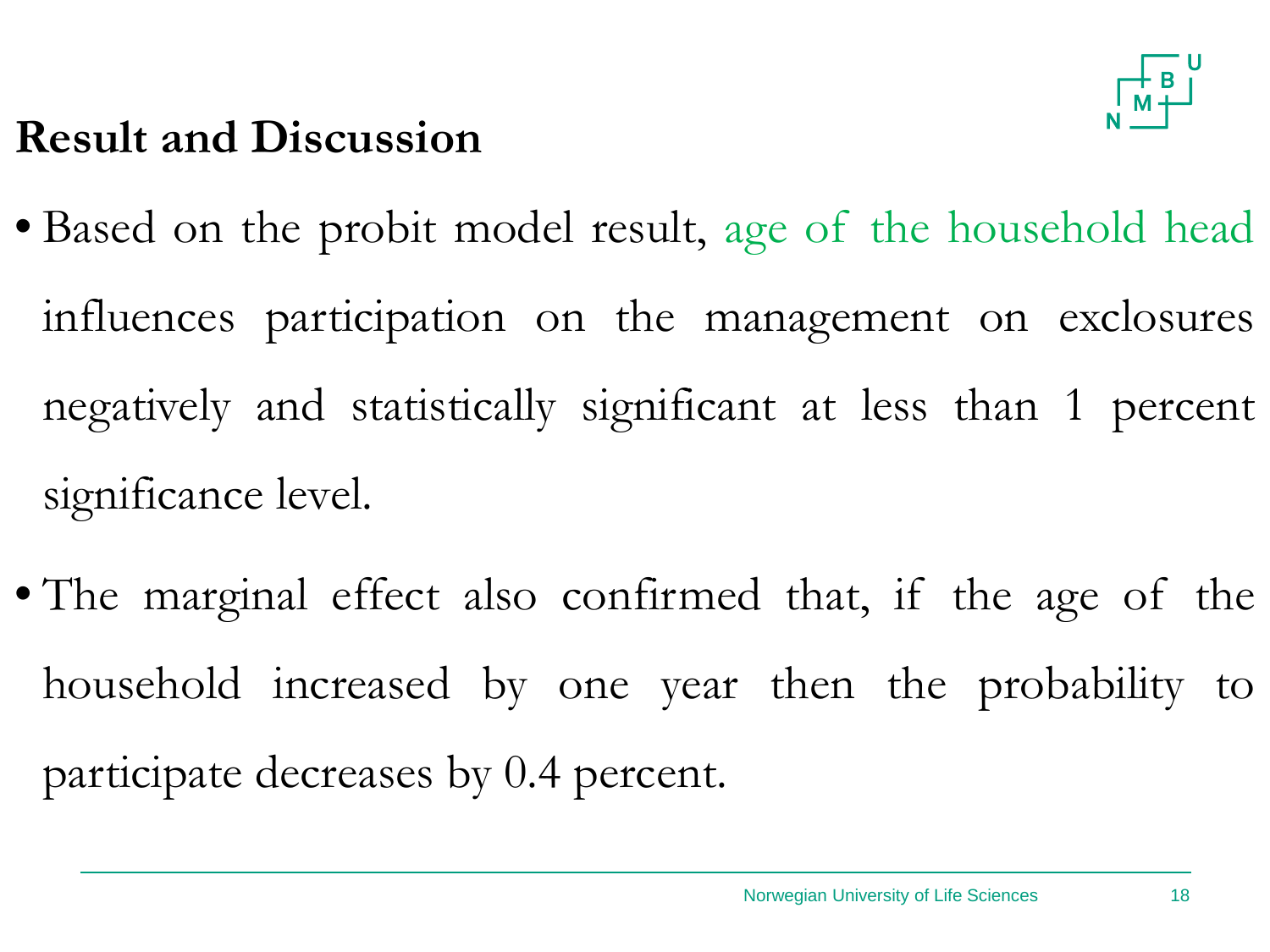## Result and Discussion

- Based on the probit model result, age of the household head influences participation on the management on exclosures negatively and statistically significant at less than 1 percent significance level.
- The marginal effect also confirmed that, if the age of the household increased by one year then the probability to participate decreases by 0.4 percent.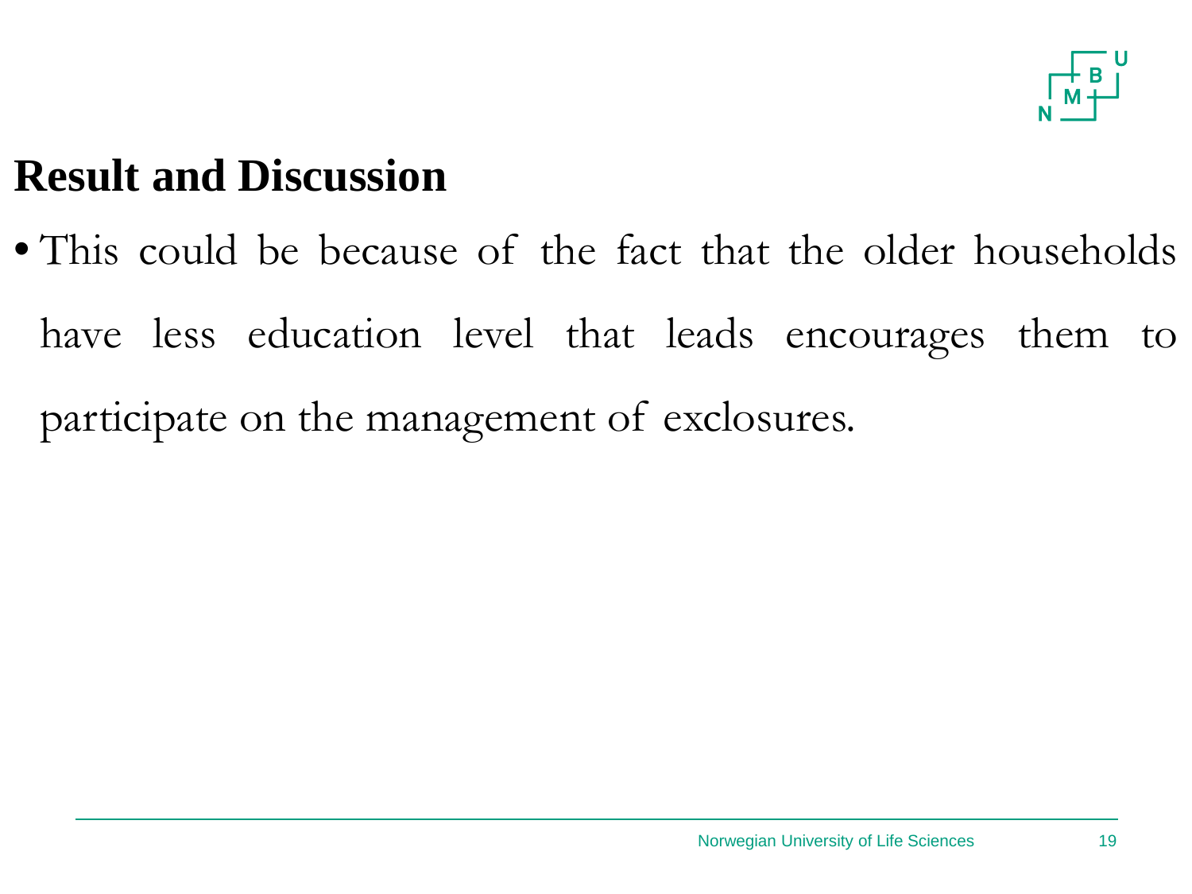## Result and Discussion

- This could be because of the fact that the older households have less education level that leads encourages them to participate on the management of exclosures.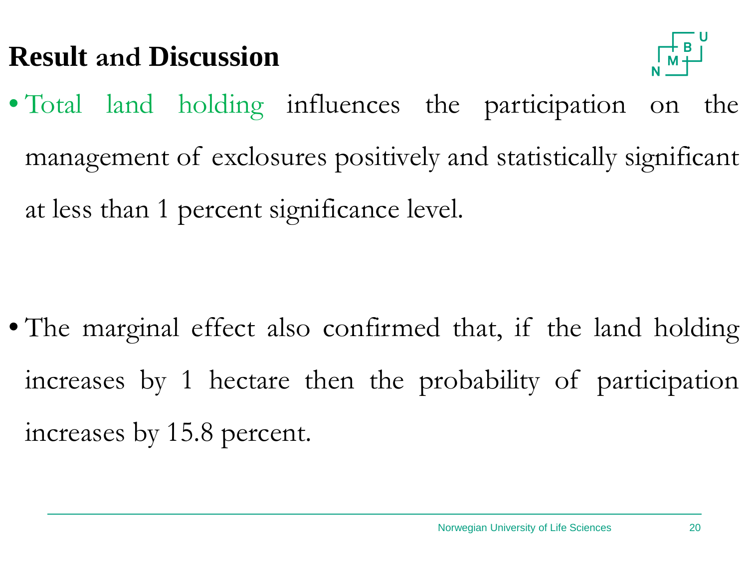# Result and Discussion

- Total land holding influences the participation on the management of exclosures positively and statistically significant at less than 1 percent significance level.

- The marginal effect also confirmed that, if the land holding increases by 1 hectare then the probability of participation increases by 15.8 percent.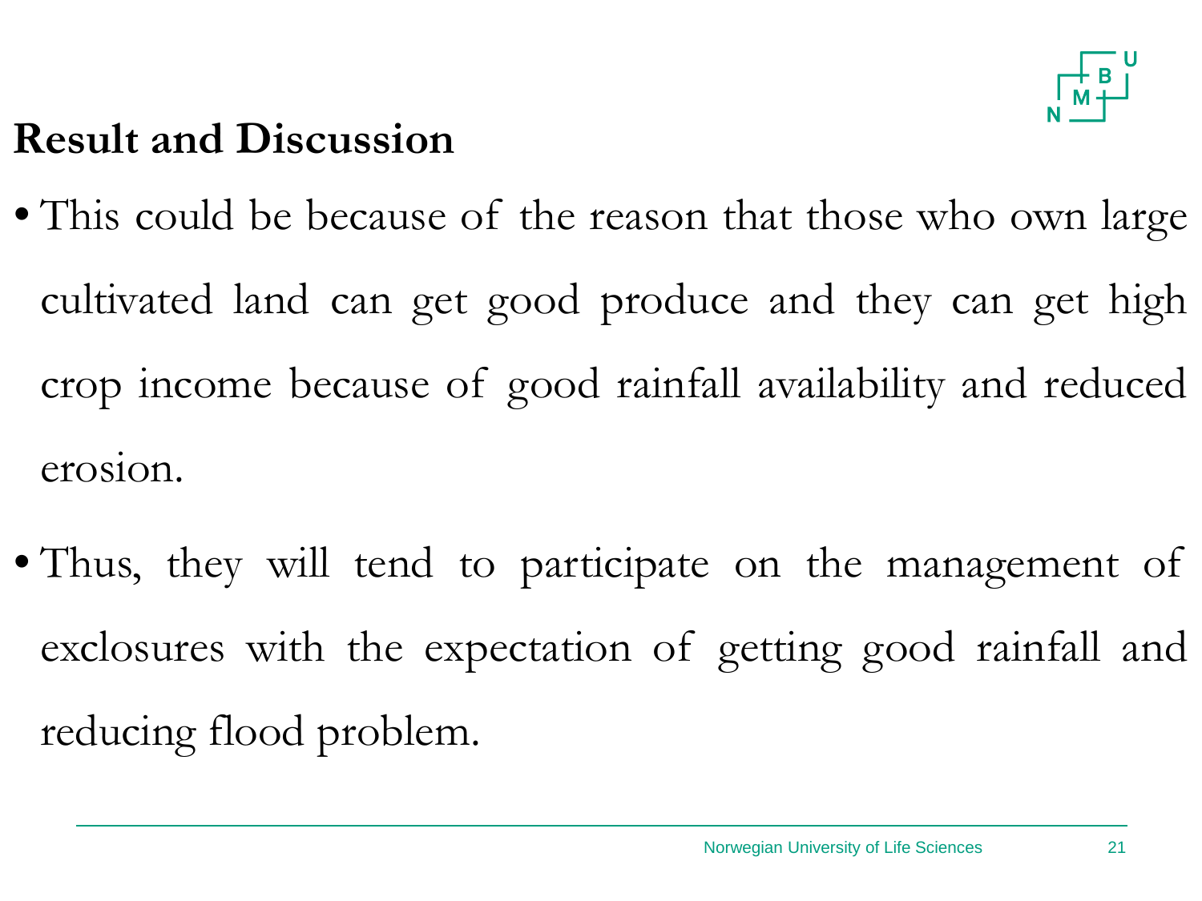## Result and Discussion

- This could be because of the reason that those who own large cultivated land can get good produce and they can get high crop income because of good rainfall availability and reduced erosion.
- Thus, they will tend to participate on the management of exclosures with the expectation of getting good rainfall and reducing flood problem.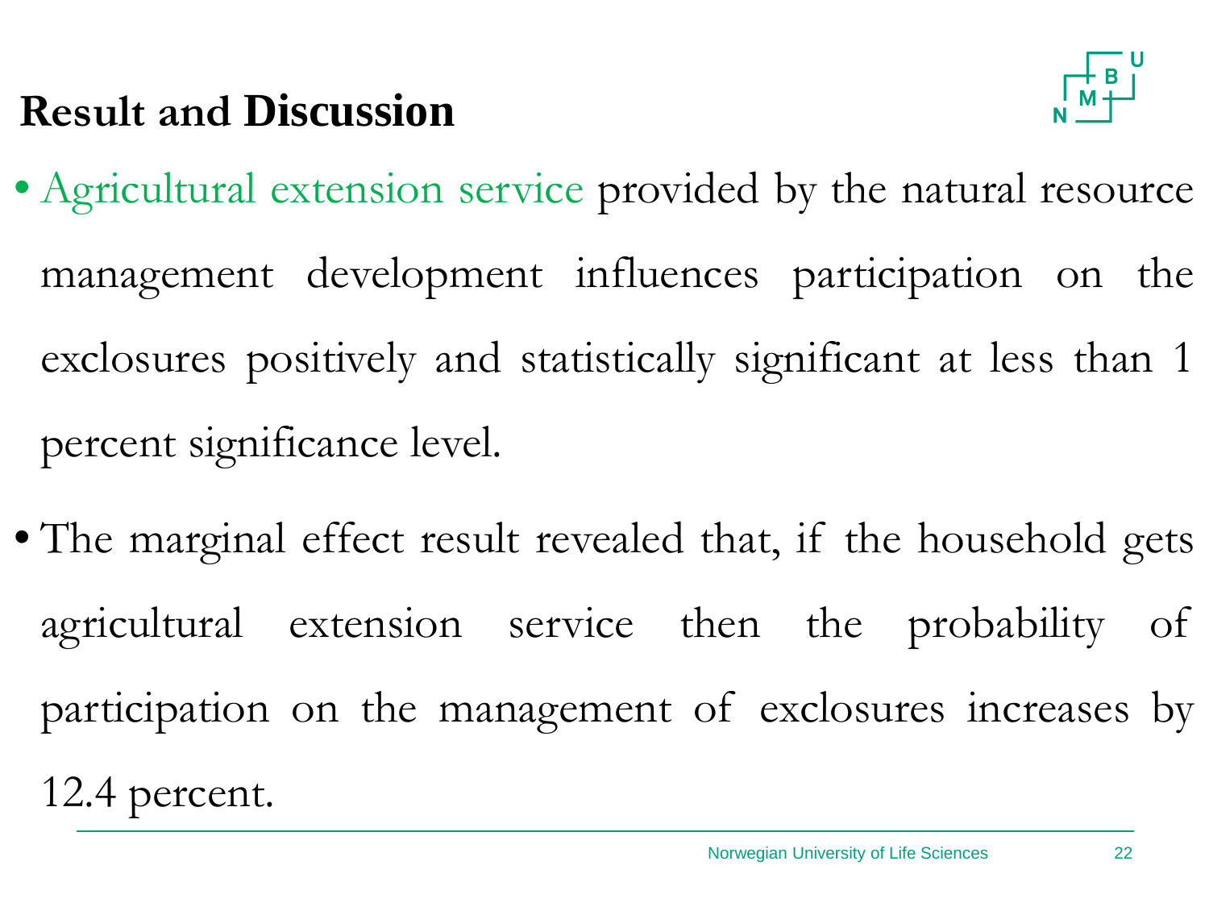# Result and Discussion

- Agricultural extension service provided by the natural resource management development influences participation on the exclosures positively and statistically significant at less than 1 percent significance level.
- The marginal effect result revealed that, if the household gets agricultural extension service then the probability of participation on the management of exclosures increases by 12.4 percent.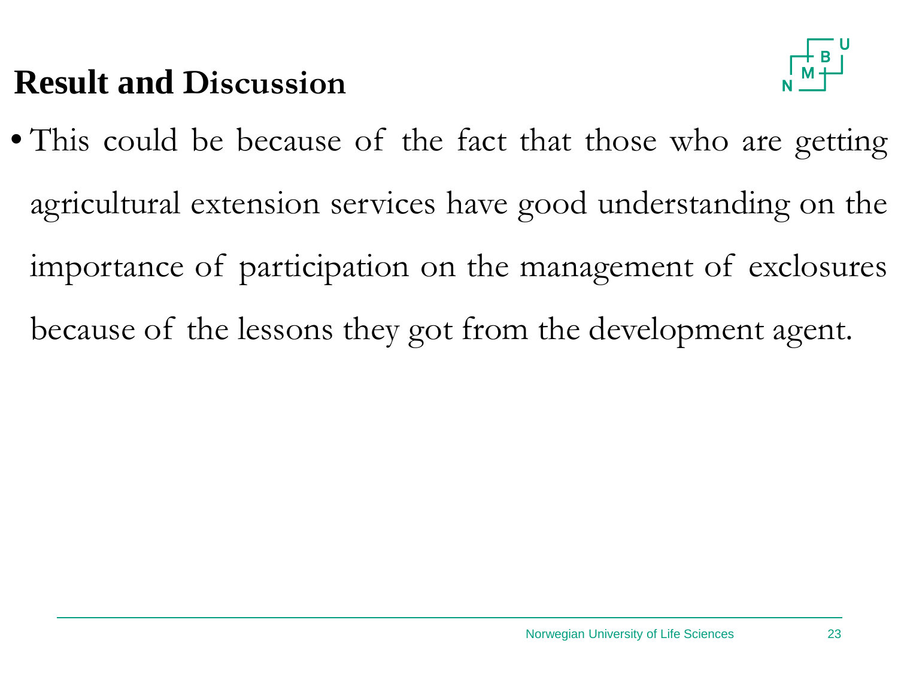# Result and Discussion

- This could be because of the fact that those who are getting agricultural extension services have good understanding on the importance of participation on the management of exclosures because of the lessons they got from the development agent.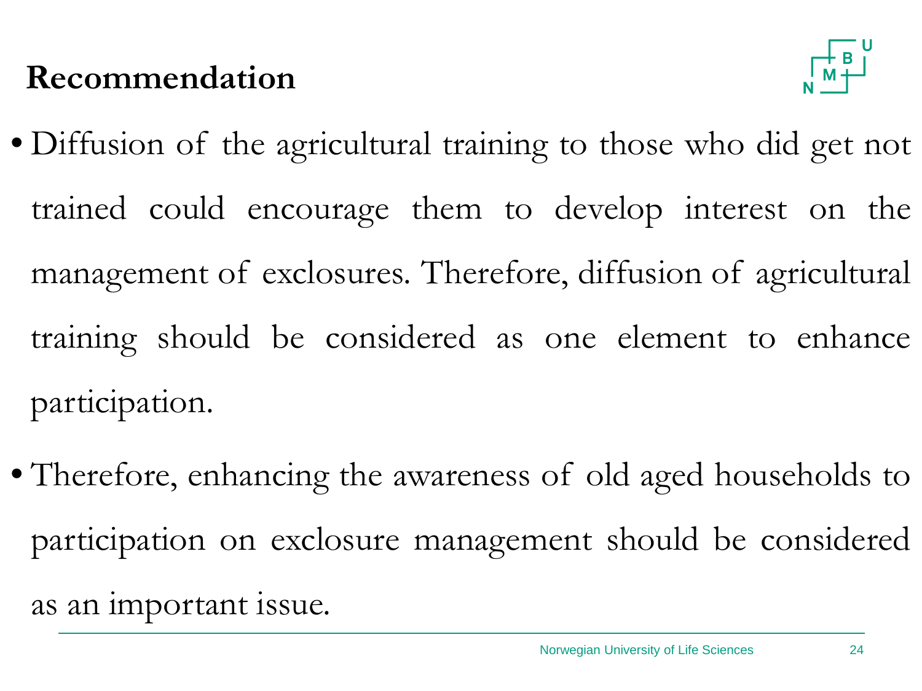# Recommendation

- Diffusion of the agricultural training to those who did get not trained could encourage them to develop interest on the management of exclosures. Therefore, diffusion of agricultural training should be considered as one element to enhance participation.
- Therefore, enhancing the awareness of old aged households to participation on exclosure management should be considered as an important issue.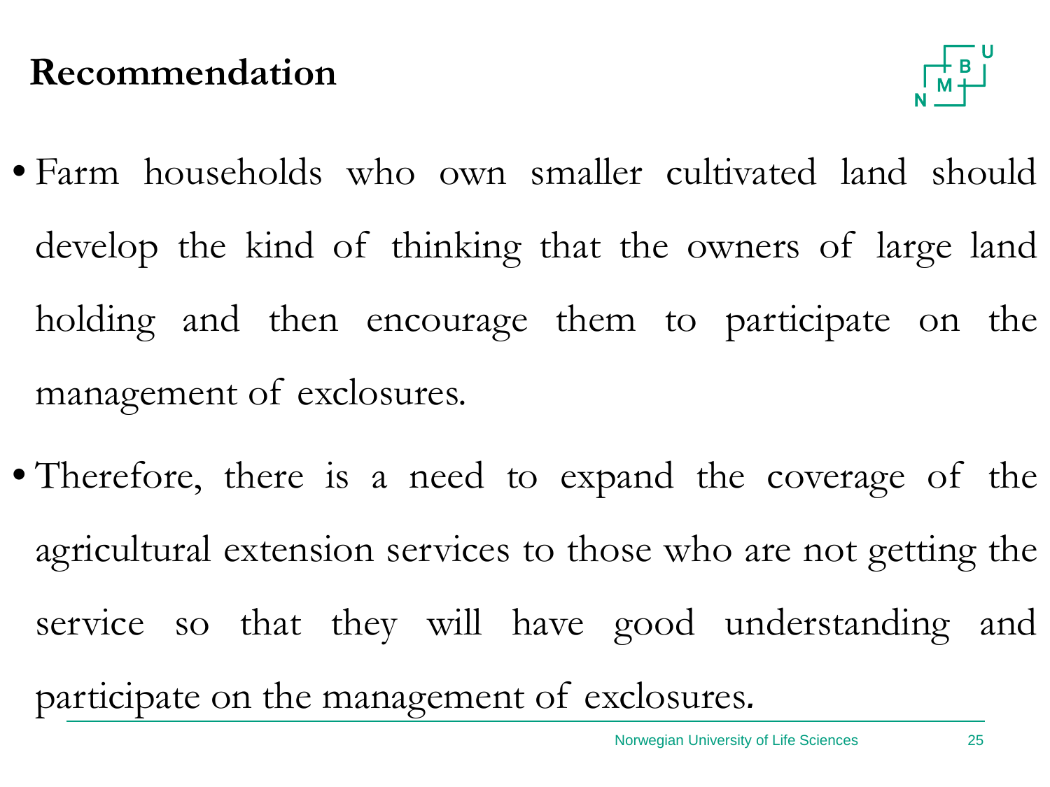# Recommendation

- Farm households who own smaller cultivated land should develop the kind of thinking that the owners of large land holding and then encourage them to participate on the management of exclosures.
- Therefore, there is a need to expand the coverage of the agricultural extension services to those who are not getting the service so that they will have good understanding and participate on the management of exclosures.